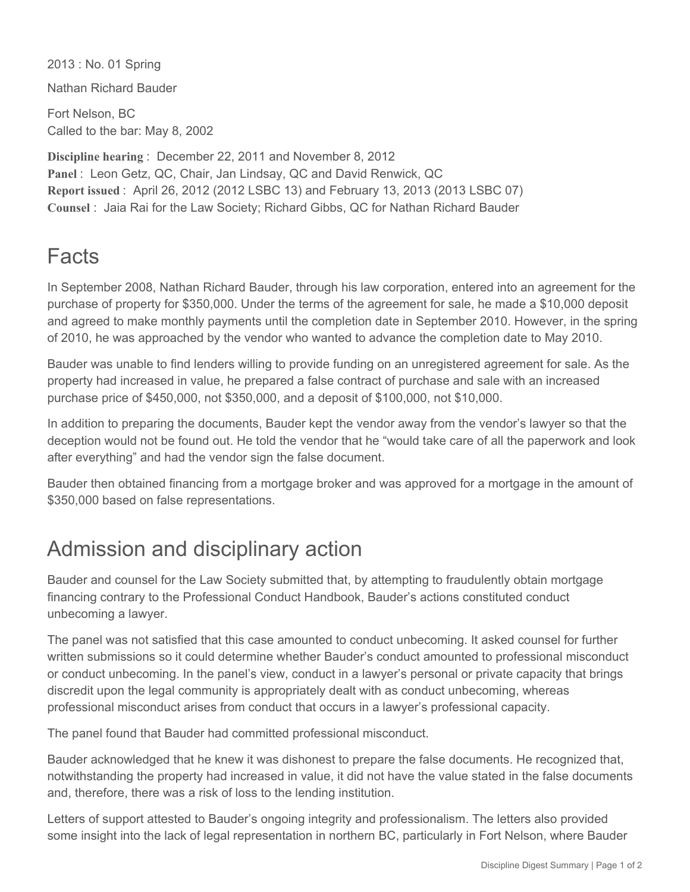2013 : No. 01 Spring

Nathan Richard Bauder

Fort Nelson, BC
Called to the bar: May 8, 2002

**Discipline hearing** : December 22, 2011 and November 8, 2012
**Panel** : Leon Getz, QC, Chair, Jan Lindsay, QC and David Renwick, QC
**Report issued** : April 26, 2012 (2012 LSBC 13) and February 13, 2013 (2013 LSBC 07)
**Counsel** : Jaia Rai for the Law Society; Richard Gibbs, QC for Nathan Richard Bauder

# Facts

In September 2008, Nathan Richard Bauder, through his law corporation, entered into an agreement for the purchase of property for $350,000. Under the terms of the agreement for sale, he made a $10,000 deposit and agreed to make monthly payments until the completion date in September 2010. However, in the spring of 2010, he was approached by the vendor who wanted to advance the completion date to May 2010.

Bauder was unable to find lenders willing to provide funding on an unregistered agreement for sale. As the property had increased in value, he prepared a false contract of purchase and sale with an increased purchase price of $450,000, not $350,000, and a deposit of $100,000, not $10,000.

In addition to preparing the documents, Bauder kept the vendor away from the vendor's lawyer so that the deception would not be found out. He told the vendor that he "would take care of all the paperwork and look after everything" and had the vendor sign the false document.

Bauder then obtained financing from a mortgage broker and was approved for a mortgage in the amount of $350,000 based on false representations.

# Admission and disciplinary action

Bauder and counsel for the Law Society submitted that, by attempting to fraudulently obtain mortgage financing contrary to the Professional Conduct Handbook, Bauder's actions constituted conduct unbecoming a lawyer.

The panel was not satisfied that this case amounted to conduct unbecoming. It asked counsel for further written submissions so it could determine whether Bauder's conduct amounted to professional misconduct or conduct unbecoming. In the panel's view, conduct in a lawyer's personal or private capacity that brings discredit upon the legal community is appropriately dealt with as conduct unbecoming, whereas professional misconduct arises from conduct that occurs in a lawyer's professional capacity.

The panel found that Bauder had committed professional misconduct.

Bauder acknowledged that he knew it was dishonest to prepare the false documents. He recognized that, notwithstanding the property had increased in value, it did not have the value stated in the false documents and, therefore, there was a risk of loss to the lending institution.

Letters of support attested to Bauder's ongoing integrity and professionalism. The letters also provided some insight into the lack of legal representation in northern BC, particularly in Fort Nelson, where Bauder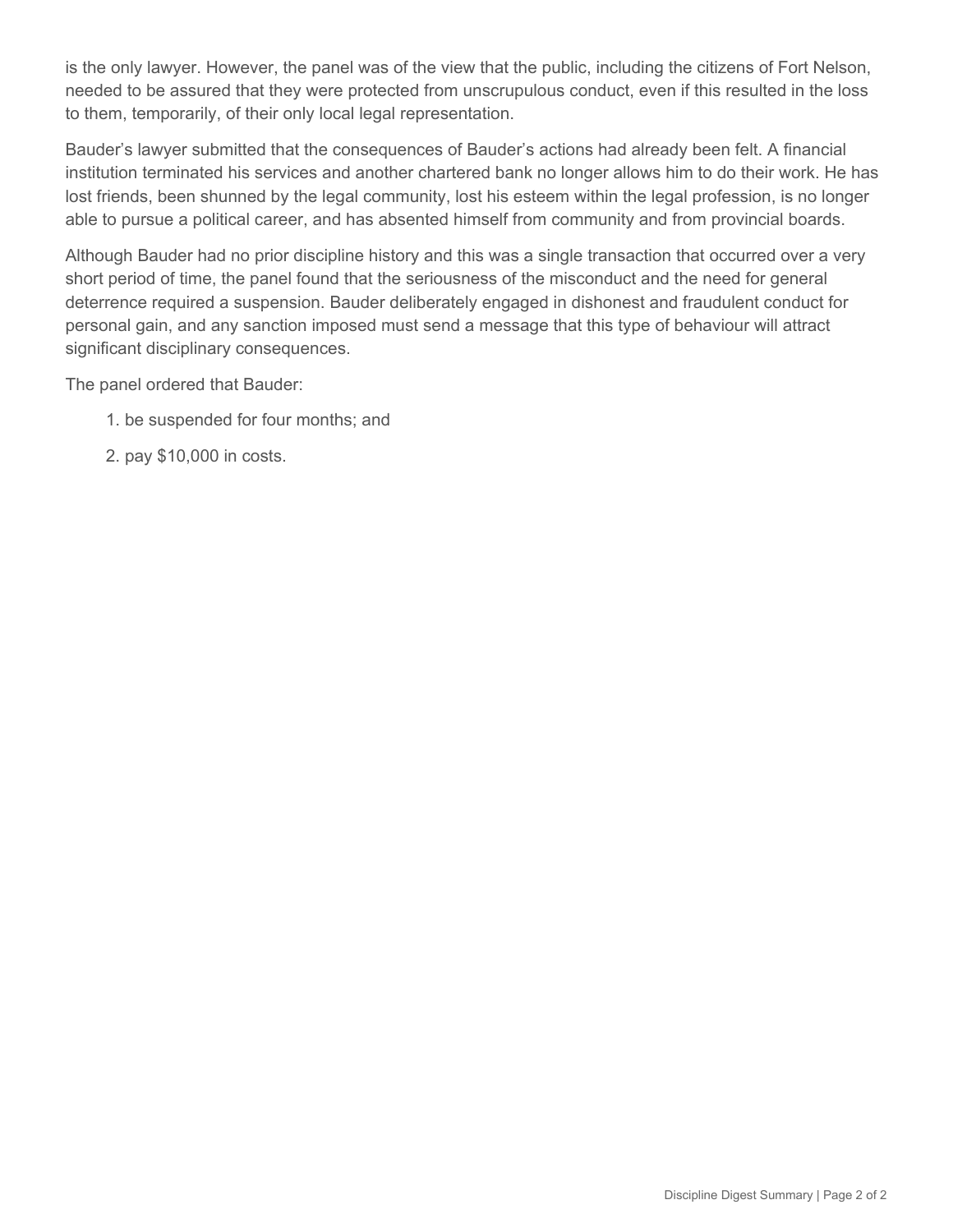is the only lawyer. However, the panel was of the view that the public, including the citizens of Fort Nelson, needed to be assured that they were protected from unscrupulous conduct, even if this resulted in the loss to them, temporarily, of their only local legal representation.

Bauder's lawyer submitted that the consequences of Bauder's actions had already been felt. A financial institution terminated his services and another chartered bank no longer allows him to do their work. He has lost friends, been shunned by the legal community, lost his esteem within the legal profession, is no longer able to pursue a political career, and has absented himself from community and from provincial boards.

Although Bauder had no prior discipline history and this was a single transaction that occurred over a very short period of time, the panel found that the seriousness of the misconduct and the need for general deterrence required a suspension. Bauder deliberately engaged in dishonest and fraudulent conduct for personal gain, and any sanction imposed must send a message that this type of behaviour will attract significant disciplinary consequences.

The panel ordered that Bauder:

1. be suspended for four months; and
2. pay $10,000 in costs.